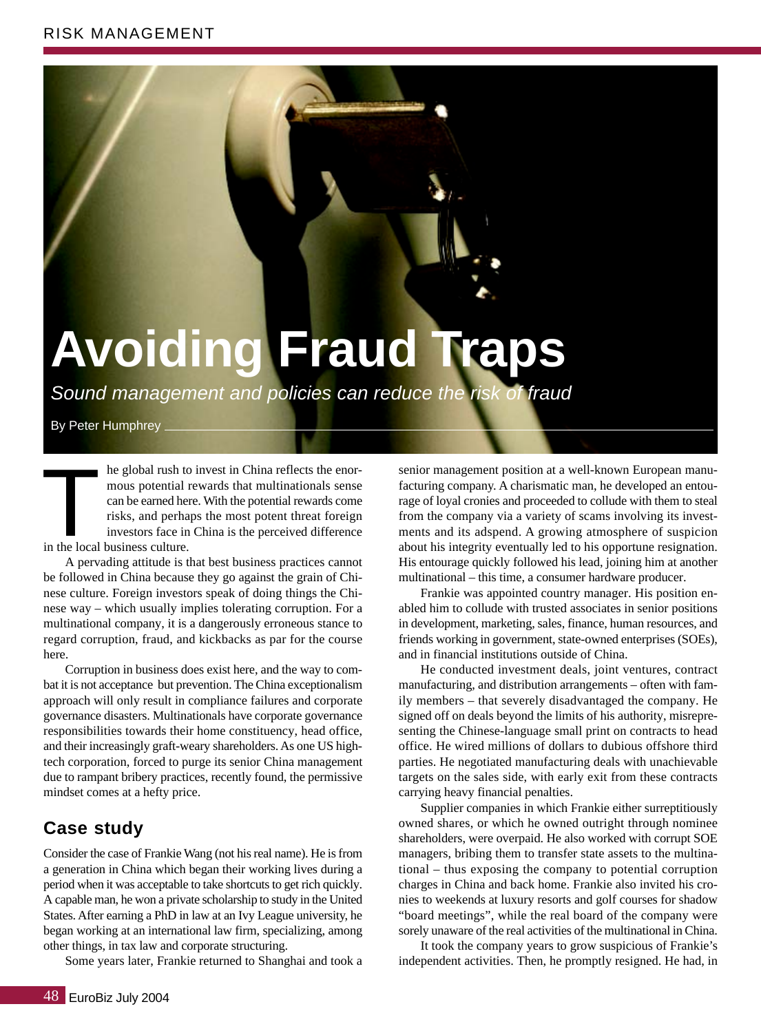# Avoiding Fraud Traps

*Sound management and policies can reduce the risk of fraud*

By Peter Humphrey

The global rush to invest in China reflects the enormous potential rewards that multinationals sense can be earned here. With the potential rewards come risks, and perhaps the most potent threat foreign investors face in China is the perceived difference in the local business culture.

A pervading attitude is that best business practices cannot be followed in China because they go against the grain of Chinese culture. Foreign investors speak of doing things the Chinese way – which usually implies tolerating corruption. For a multinational company, it is a dangerously erroneous stance to regard corruption, fraud, and kickbacks as par for the course here.

Corruption in business does exist here, and the way to combat it is not acceptance but prevention. The China exceptionalism approach will only result in compliance failures and corporate governance disasters. Multinationals have corporate governance responsibilities towards their home constituency, head office, and their increasingly graft-weary shareholders. As one US high-tech corporation, forced to purge its senior China management due to rampant bribery practices, recently found, the permissive mindset comes at a hefty price.

## Case study

Consider the case of Frankie Wang (not his real name). He is from a generation in China which began their working lives during a period when it was acceptable to take shortcuts to get rich quickly. A capable man, he won a private scholarship to study in the United States. After earning a PhD in law at an Ivy League university, he began working at an international law firm, specializing, among other things, in tax law and corporate structuring.

Some years later, Frankie returned to Shanghai and took a senior management position at a well-known European manufacturing company. A charismatic man, he developed an entourage of loyal cronies and proceeded to collude with them to steal from the company via a variety of scams involving its investments and its adspend. A growing atmosphere of suspicion about his integrity eventually led to his opportune resignation. His entourage quickly followed his lead, joining him at another multinational – this time, a consumer hardware producer.

Frankie was appointed country manager. His position enabled him to collude with trusted associates in senior positions in development, marketing, sales, finance, human resources, and friends working in government, state-owned enterprises (SOEs), and in financial institutions outside of China.

He conducted investment deals, joint ventures, contract manufacturing, and distribution arrangements – often with family members – that severely disadvantaged the company. He signed off on deals beyond the limits of his authority, misrepresenting the Chinese-language small print on contracts to head office. He wired millions of dollars to dubious offshore third parties. He negotiated manufacturing deals with unachievable targets on the sales side, with early exit from these contracts carrying heavy financial penalties.

Supplier companies in which Frankie either surreptitiously owned shares, or which he owned outright through nominee shareholders, were overpaid. He also worked with corrupt SOE managers, bribing them to transfer state assets to the multinational – thus exposing the company to potential corruption charges in China and back home. Frankie also invited his cronies to weekends at luxury resorts and golf courses for shadow "board meetings", while the real board of the company were sorely unaware of the real activities of the multinational in China.

It took the company years to grow suspicious of Frankie's independent activities. Then, he promptly resigned. He had, in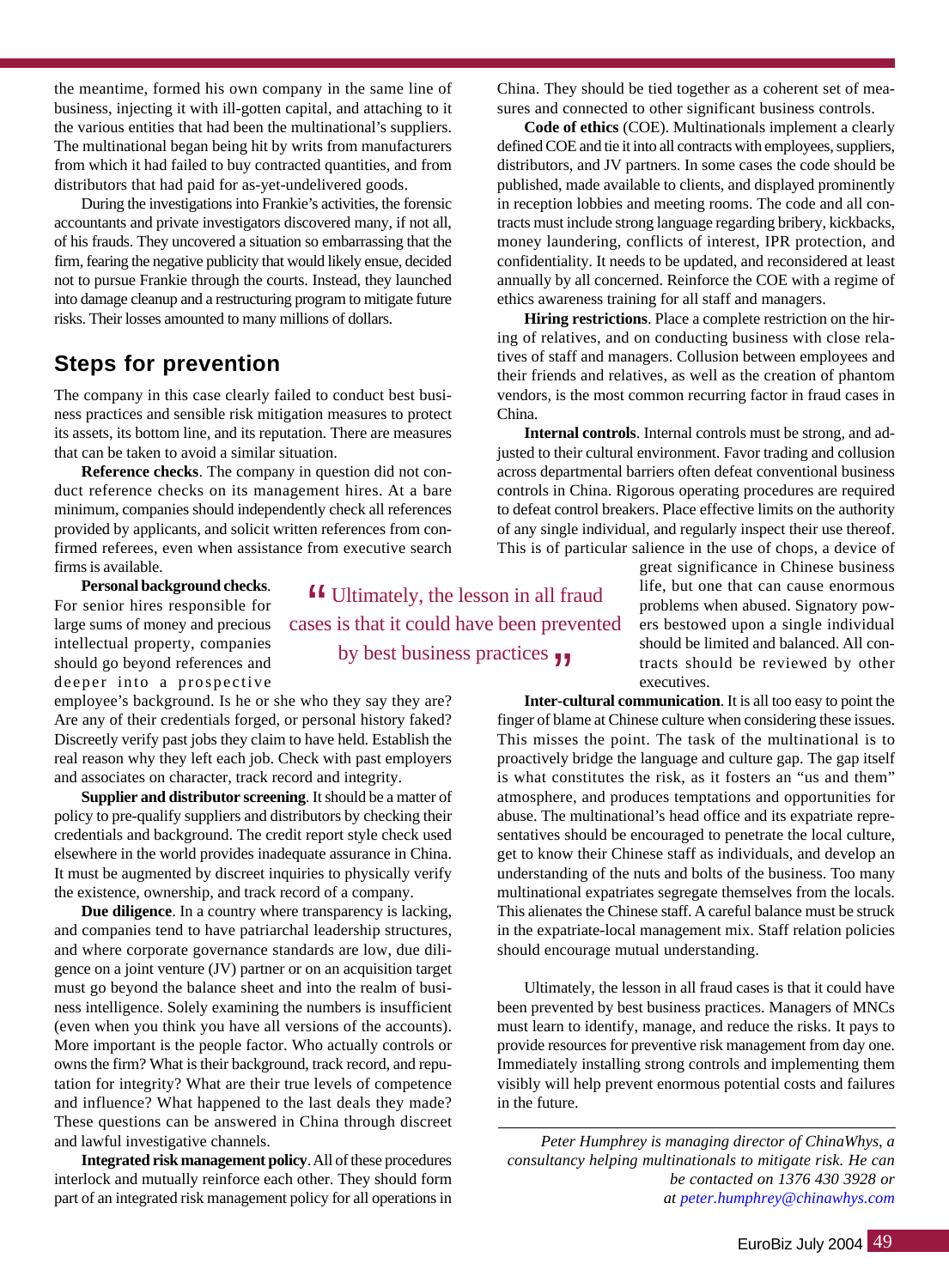the meantime, formed his own company in the same line of business, injecting it with ill-gotten capital, and attaching to it the various entities that had been the multinational's suppliers. The multinational began being hit by writs from manufacturers from which it had failed to buy contracted quantities, and from distributors that had paid for as-yet-undelivered goods.

During the investigations into Frankie's activities, the forensic accountants and private investigators discovered many, if not all, of his frauds. They uncovered a situation so embarrassing that the firm, fearing the negative publicity that would likely ensue, decided not to pursue Frankie through the courts. Instead, they launched into damage cleanup and a restructuring program to mitigate future risks. Their losses amounted to many millions of dollars.

## Steps for prevention

The company in this case clearly failed to conduct best business practices and sensible risk mitigation measures to protect its assets, its bottom line, and its reputation. There are measures that can be taken to avoid a similar situation.

**Reference checks**. The company in question did not conduct reference checks on its management hires. At a bare minimum, companies should independently check all references provided by applicants, and solicit written references from confirmed referees, even when assistance from executive search firms is available.

**Personal background checks**. For senior hires responsible for large sums of money and precious intellectual property, companies should go beyond references and deeper into a prospective employee's background. Is he or she who they say they are? Are any of their credentials forged, or personal history faked? Discreetly verify past jobs they claim to have held. Establish the real reason why they left each job. Check with past employers and associates on character, track record and integrity.

> "Ultimately, the lesson in all fraud cases is that it could have been prevented by best business practices"

**Supplier and distributor screening**. It should be a matter of policy to pre-qualify suppliers and distributors by checking their credentials and background. The credit report style check used elsewhere in the world provides inadequate assurance in China. It must be augmented by discreet inquiries to physically verify the existence, ownership, and track record of a company.

**Due diligence**. In a country where transparency is lacking, and companies tend to have patriarchal leadership structures, and where corporate governance standards are low, due diligence on a joint venture (JV) partner or on an acquisition target must go beyond the balance sheet and into the realm of business intelligence. Solely examining the numbers is insufficient (even when you think you have all versions of the accounts). More important is the people factor. Who actually controls or owns the firm? What is their background, track record, and reputation for integrity? What are their true levels of competence and influence? What happened to the last deals they made? These questions can be answered in China through discreet and lawful investigative channels.

**Integrated risk management policy**. All of these procedures interlock and mutually reinforce each other. They should form part of an integrated risk management policy for all operations in China. They should be tied together as a coherent set of measures and connected to other significant business controls.

**Code of ethics** (COE). Multinationals implement a clearly defined COE and tie it into all contracts with employees, suppliers, distributors, and JV partners. In some cases the code should be published, made available to clients, and displayed prominently in reception lobbies and meeting rooms. The code and all contracts must include strong language regarding bribery, kickbacks, money laundering, conflicts of interest, IPR protection, and confidentiality. It needs to be updated, and reconsidered at least annually by all concerned. Reinforce the COE with a regime of ethics awareness training for all staff and managers.

**Hiring restrictions**. Place a complete restriction on the hiring of relatives, and on conducting business with close relatives of staff and managers. Collusion between employees and their friends and relatives, as well as the creation of phantom vendors, is the most common recurring factor in fraud cases in China.

**Internal controls**. Internal controls must be strong, and adjusted to their cultural environment. Favor trading and collusion across departmental barriers often defeat conventional business controls in China. Rigorous operating procedures are required to defeat control breakers. Place effective limits on the authority of any single individual, and regularly inspect their use thereof. This is of particular salience in the use of chops, a device of great significance in Chinese business life, but one that can cause enormous problems when abused. Signatory powers bestowed upon a single individual should be limited and balanced. All contracts should be reviewed by other executives.

**Inter-cultural communication**. It is all too easy to point the finger of blame at Chinese culture when considering these issues. This misses the point. The task of the multinational is to proactively bridge the language and culture gap. The gap itself is what constitutes the risk, as it fosters an "us and them" atmosphere, and produces temptations and opportunities for abuse. The multinational's head office and its expatriate representatives should be encouraged to penetrate the local culture, get to know their Chinese staff as individuals, and develop an understanding of the nuts and bolts of the business. Too many multinational expatriates segregate themselves from the locals. This alienates the Chinese staff. A careful balance must be struck in the expatriate-local management mix. Staff relation policies should encourage mutual understanding.

Ultimately, the lesson in all fraud cases is that it could have been prevented by best business practices. Managers of MNCs must learn to identify, manage, and reduce the risks. It pays to provide resources for preventive risk management from day one. Immediately installing strong controls and implementing them visibly will help prevent enormous potential costs and failures in the future.

---

*Peter Humphrey is managing director of ChinaWhys, a consultancy helping multinationals to mitigate risk. He can be contacted on 1376 430 3928 or at peter.humphrey@chinawhys.com*